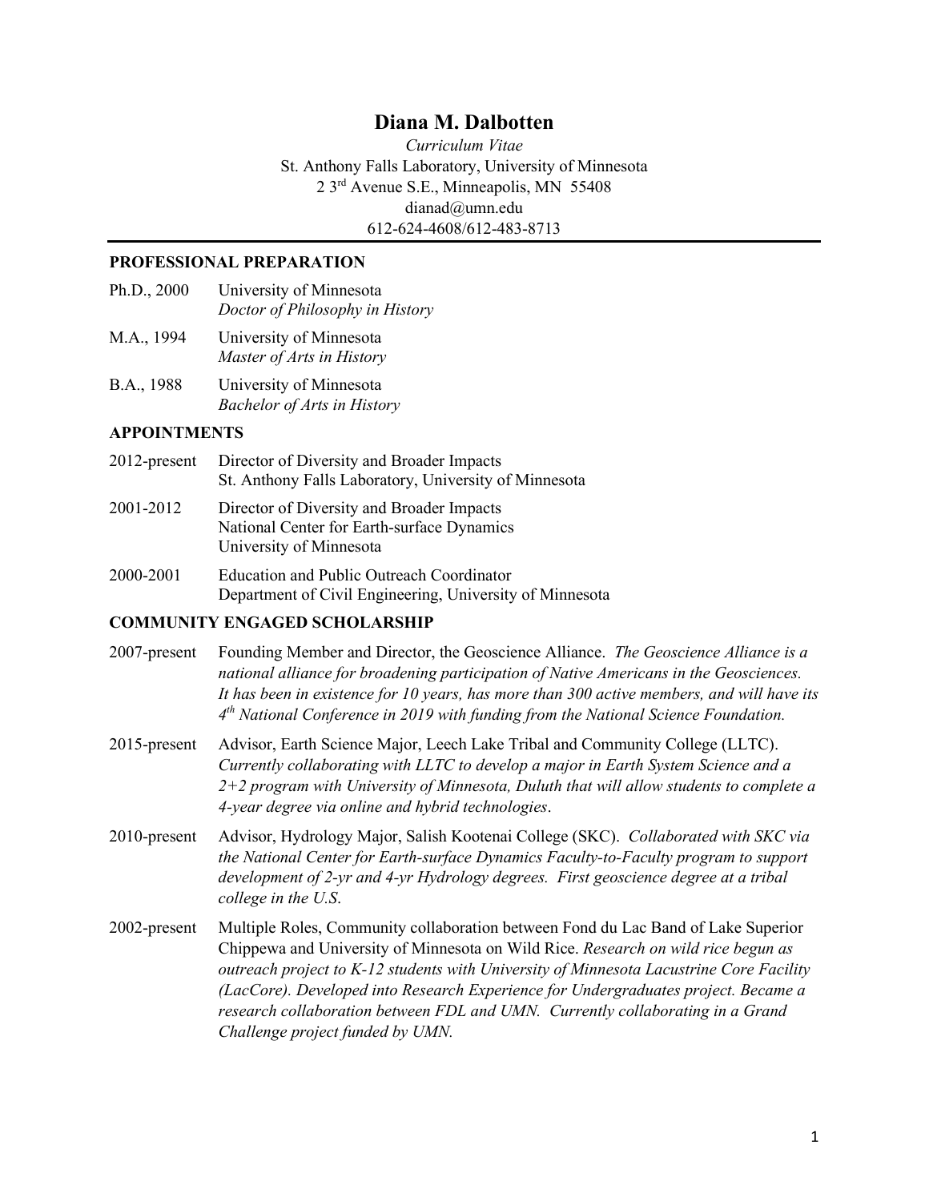# Diana M. Dalbotten

*Curriculum Vitae*
St. Anthony Falls Laboratory, University of Minnesota
2 3rd Avenue S.E., Minneapolis, MN 55408
dianad@umn.edu
612-624-4608/612-483-8713

## PROFESSIONAL PREPARATION

Ph.D., 2000 University of Minnesota
*Doctor of Philosophy in History*

M.A., 1994 University of Minnesota
*Master of Arts in History*

B.A., 1988 University of Minnesota
*Bachelor of Arts in History*

## APPOINTMENTS

2012-present Director of Diversity and Broader Impacts
St. Anthony Falls Laboratory, University of Minnesota

2001-2012 Director of Diversity and Broader Impacts
National Center for Earth-surface Dynamics
University of Minnesota

2000-2001 Education and Public Outreach Coordinator
Department of Civil Engineering, University of Minnesota

## COMMUNITY ENGAGED SCHOLARSHIP

2007-present Founding Member and Director, the Geoscience Alliance. *The Geoscience Alliance is a national alliance for broadening participation of Native Americans in the Geosciences. It has been in existence for 10 years, has more than 300 active members, and will have its 4th National Conference in 2019 with funding from the National Science Foundation.*

2015-present Advisor, Earth Science Major, Leech Lake Tribal and Community College (LLTC). *Currently collaborating with LLTC to develop a major in Earth System Science and a 2+2 program with University of Minnesota, Duluth that will allow students to complete a 4-year degree via online and hybrid technologies*.

2010-present Advisor, Hydrology Major, Salish Kootenai College (SKC). *Collaborated with SKC via the National Center for Earth-surface Dynamics Faculty-to-Faculty program to support development of 2-yr and 4-yr Hydrology degrees. First geoscience degree at a tribal college in the U.S*.

2002-present Multiple Roles, Community collaboration between Fond du Lac Band of Lake Superior Chippewa and University of Minnesota on Wild Rice. *Research on wild rice begun as outreach project to K-12 students with University of Minnesota Lacustrine Core Facility (LacCore). Developed into Research Experience for Undergraduates project. Became a research collaboration between FDL and UMN. Currently collaborating in a Grand Challenge project funded by UMN.*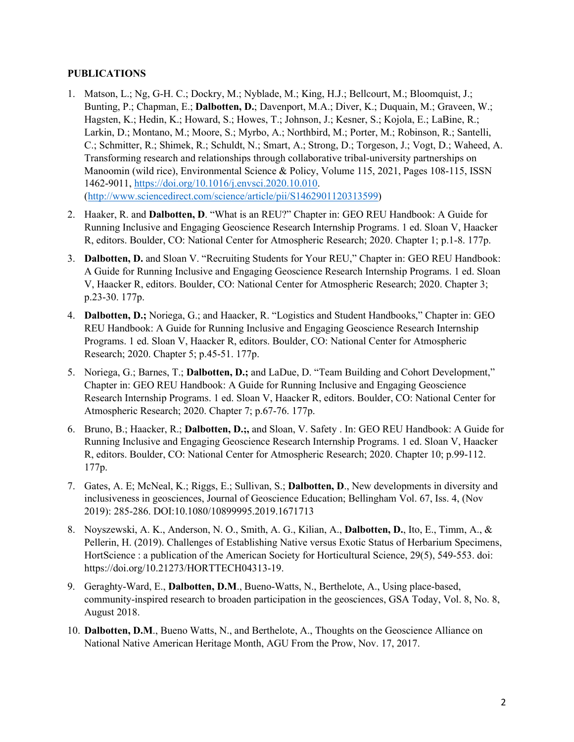## PUBLICATIONS

1. Matson, L.; Ng, G-H. C.; Dockry, M.; Nyblade, M.; King, H.J.; Bellcourt, M.; Bloomquist, J.; Bunting, P.; Chapman, E.; **Dalbotten, D.**; Davenport, M.A.; Diver, K.; Duquain, M.; Graveen, W.; Hagsten, K.; Hedin, K.; Howard, S.; Howes, T.; Johnson, J.; Kesner, S.; Kojola, E.; LaBine, R.; Larkin, D.; Montano, M.; Moore, S.; Myrbo, A.; Northbird, M.; Porter, M.; Robinson, R.; Santelli, C.; Schmitter, R.; Shimek, R.; Schuldt, N.; Smart, A.; Strong, D.; Torgeson, J.; Vogt, D.; Waheed, A. Transforming research and relationships through collaborative tribal-university partnerships on Manoomin (wild rice), Environmental Science & Policy, Volume 115, 2021, Pages 108-115, ISSN 1462-9011, https://doi.org/10.1016/j.envsci.2020.10.010. (http://www.sciencedirect.com/science/article/pii/S1462901120313599)

2. Haaker, R. and **Dalbotten, D**. "What is an REU?" Chapter in: GEO REU Handbook: A Guide for Running Inclusive and Engaging Geoscience Research Internship Programs. 1 ed. Sloan V, Haacker R, editors. Boulder, CO: National Center for Atmospheric Research; 2020. Chapter 1; p.1-8. 177p.

3. **Dalbotten, D.** and Sloan V. "Recruiting Students for Your REU," Chapter in: GEO REU Handbook: A Guide for Running Inclusive and Engaging Geoscience Research Internship Programs. 1 ed. Sloan V, Haacker R, editors. Boulder, CO: National Center for Atmospheric Research; 2020. Chapter 3; p.23-30. 177p.

4. **Dalbotten, D.;** Noriega, G.; and Haacker, R. "Logistics and Student Handbooks," Chapter in: GEO REU Handbook: A Guide for Running Inclusive and Engaging Geoscience Research Internship Programs. 1 ed. Sloan V, Haacker R, editors. Boulder, CO: National Center for Atmospheric Research; 2020. Chapter 5; p.45-51. 177p.

5. Noriega, G.; Barnes, T.; **Dalbotten, D.;** and LaDue, D. "Team Building and Cohort Development," Chapter in: GEO REU Handbook: A Guide for Running Inclusive and Engaging Geoscience Research Internship Programs. 1 ed. Sloan V, Haacker R, editors. Boulder, CO: National Center for Atmospheric Research; 2020. Chapter 7; p.67-76. 177p.

6. Bruno, B.; Haacker, R.; **Dalbotten, D.;**, and Sloan, V. Safety . In: GEO REU Handbook: A Guide for Running Inclusive and Engaging Geoscience Research Internship Programs. 1 ed. Sloan V, Haacker R, editors. Boulder, CO: National Center for Atmospheric Research; 2020. Chapter 10; p.99-112. 177p.

7. Gates, A. E; McNeal, K.; Riggs, E.; Sullivan, S.; **Dalbotten, D**., New developments in diversity and inclusiveness in geosciences, Journal of Geoscience Education; Bellingham Vol. 67, Iss. 4, (Nov 2019): 285-286. DOI:10.1080/10899995.2019.1671713

8. Noyszewski, A. K., Anderson, N. O., Smith, A. G., Kilian, A., **Dalbotten, D.**, Ito, E., Timm, A., & Pellerin, H. (2019). Challenges of Establishing Native versus Exotic Status of Herbarium Specimens, HortScience : a publication of the American Society for Horticultural Science, 29(5), 549-553. doi: https://doi.org/10.21273/HORTTECH04313-19.

9. Geraghty-Ward, E., **Dalbotten, D.M**., Bueno-Watts, N., Berthelote, A., Using place-based, community-inspired research to broaden participation in the geosciences, GSA Today, Vol. 8, No. 8, August 2018.

10. **Dalbotten, D.M**., Bueno Watts, N., and Berthelote, A., Thoughts on the Geoscience Alliance on National Native American Heritage Month, AGU From the Prow, Nov. 17, 2017.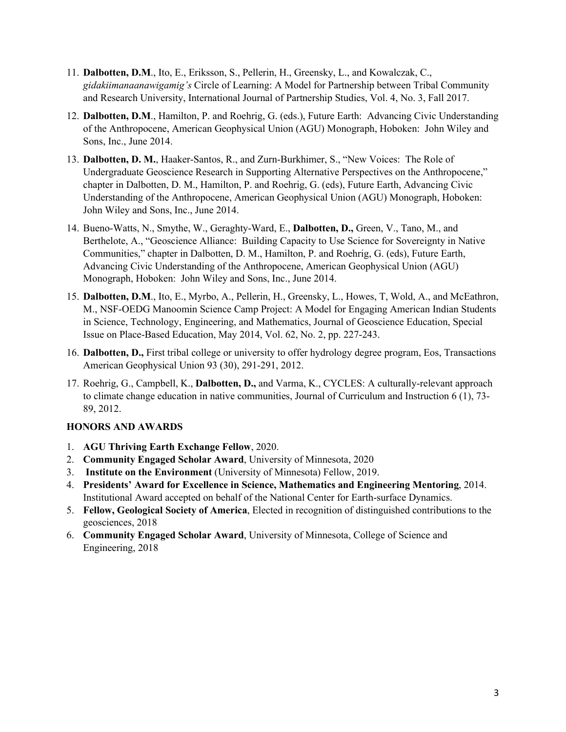11. **Dalbotten, D.M**., Ito, E., Eriksson, S., Pellerin, H., Greensky, L., and Kowalczak, C., *gidakiimanaanawigamig's* Circle of Learning: A Model for Partnership between Tribal Community and Research University, International Journal of Partnership Studies, Vol. 4, No. 3, Fall 2017.
12. **Dalbotten, D.M**., Hamilton, P. and Roehrig, G. (eds.), Future Earth: Advancing Civic Understanding of the Anthropocene, American Geophysical Union (AGU) Monograph, Hoboken: John Wiley and Sons, Inc., June 2014.
13. **Dalbotten, D. M.**, Haaker-Santos, R., and Zurn-Burkhimer, S., "New Voices: The Role of Undergraduate Geoscience Research in Supporting Alternative Perspectives on the Anthropocene," chapter in Dalbotten, D. M., Hamilton, P. and Roehrig, G. (eds), Future Earth, Advancing Civic Understanding of the Anthropocene, American Geophysical Union (AGU) Monograph, Hoboken: John Wiley and Sons, Inc., June 2014.
14. Bueno-Watts, N., Smythe, W., Geraghty-Ward, E., **Dalbotten, D.,** Green, V., Tano, M., and Berthelote, A., "Geoscience Alliance: Building Capacity to Use Science for Sovereignty in Native Communities," chapter in Dalbotten, D. M., Hamilton, P. and Roehrig, G. (eds), Future Earth, Advancing Civic Understanding of the Anthropocene, American Geophysical Union (AGU) Monograph, Hoboken: John Wiley and Sons, Inc., June 2014.
15. **Dalbotten, D.M**., Ito, E., Myrbo, A., Pellerin, H., Greensky, L., Howes, T, Wold, A., and McEathron, M., NSF-OEDG Manoomin Science Camp Project: A Model for Engaging American Indian Students in Science, Technology, Engineering, and Mathematics, Journal of Geoscience Education, Special Issue on Place-Based Education, May 2014, Vol. 62, No. 2, pp. 227-243.
16. **Dalbotten, D.,** First tribal college or university to offer hydrology degree program, Eos, Transactions American Geophysical Union 93 (30), 291-291, 2012.
17. Roehrig, G., Campbell, K., **Dalbotten, D.,** and Varma, K., CYCLES: A culturally-relevant approach to climate change education in native communities, Journal of Curriculum and Instruction 6 (1), 73-89, 2012.

**HONORS AND AWARDS**

1. **AGU Thriving Earth Exchange Fellow**, 2020.
2. **Community Engaged Scholar Award**, University of Minnesota, 2020
3. **Institute on the Environment** (University of Minnesota) Fellow, 2019.
4. **Presidents' Award for Excellence in Science, Mathematics and Engineering Mentoring**, 2014. Institutional Award accepted on behalf of the National Center for Earth-surface Dynamics.
5. **Fellow, Geological Society of America**, Elected in recognition of distinguished contributions to the geosciences, 2018
6. **Community Engaged Scholar Award**, University of Minnesota, College of Science and Engineering, 2018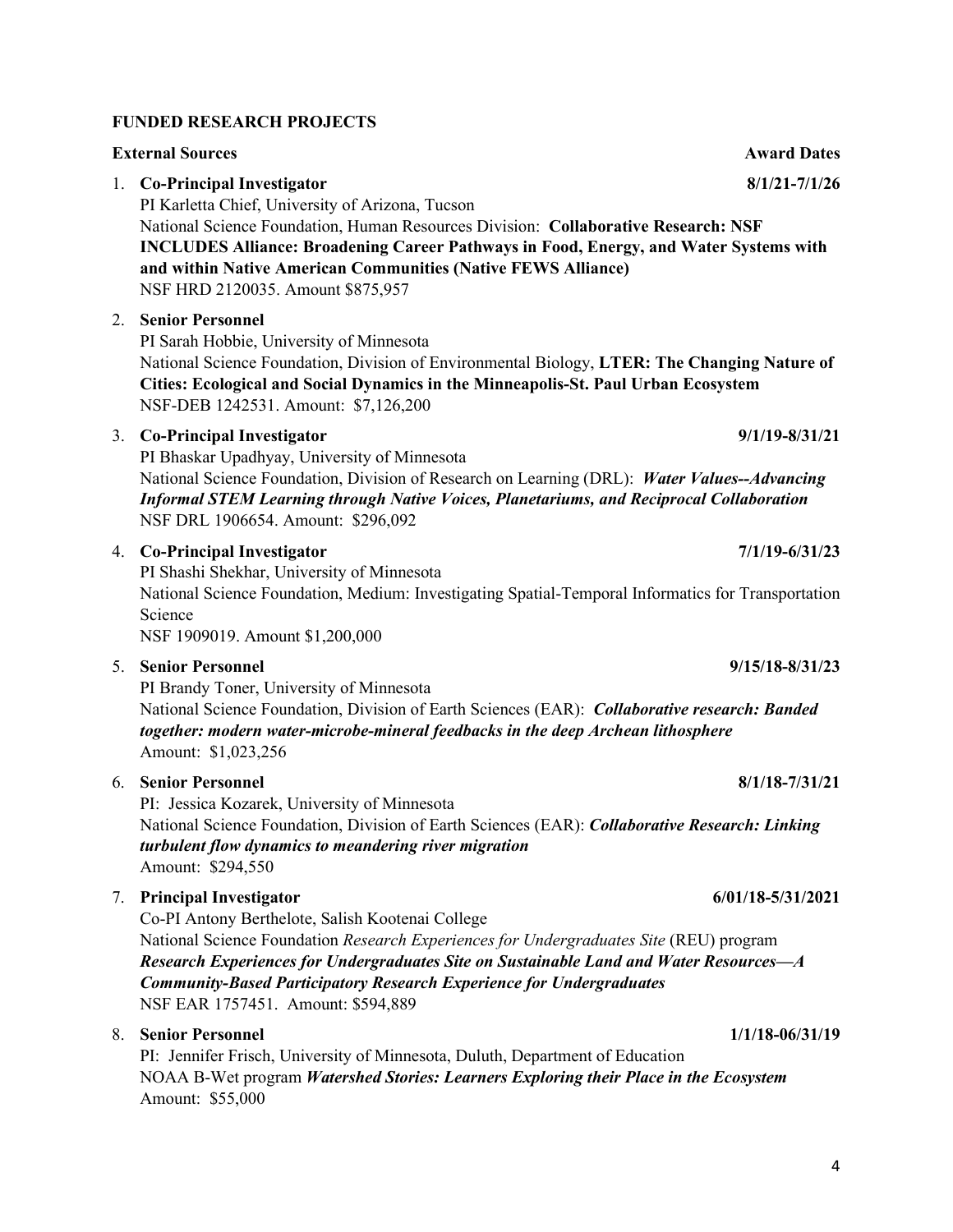**FUNDED RESEARCH PROJECTS**

**External Sources** **Award Dates**

1. **Co-Principal Investigator** **8/1/21-7/1/26**
   PI Karletta Chief, University of Arizona, Tucson
   National Science Foundation, Human Resources Division: **Collaborative Research: NSF INCLUDES Alliance: Broadening Career Pathways in Food, Energy, and Water Systems with and within Native American Communities (Native FEWS Alliance)**
   NSF HRD 2120035. Amount $875,957

2. **Senior Personnel**
   PI Sarah Hobbie, University of Minnesota
   National Science Foundation, Division of Environmental Biology, **LTER: The Changing Nature of Cities: Ecological and Social Dynamics in the Minneapolis-St. Paul Urban Ecosystem**
   NSF-DEB 1242531. Amount: $7,126,200

3. **Co-Principal Investigator** **9/1/19-8/31/21**
   PI Bhaskar Upadhyay, University of Minnesota
   National Science Foundation, Division of Research on Learning (DRL): ***Water Values--Advancing Informal STEM Learning through Native Voices, Planetariums, and Reciprocal Collaboration***
   NSF DRL 1906654. Amount: $296,092

4. **Co-Principal Investigator** **7/1/19-6/31/23**
   PI Shashi Shekhar, University of Minnesota
   National Science Foundation, Medium: Investigating Spatial-Temporal Informatics for Transportation Science
   NSF 1909019. Amount $1,200,000

5. **Senior Personnel** **9/15/18-8/31/23**
   PI Brandy Toner, University of Minnesota
   National Science Foundation, Division of Earth Sciences (EAR): ***Collaborative research: Banded together: modern water-microbe-mineral feedbacks in the deep Archean lithosphere***
   Amount: $1,023,256

6. **Senior Personnel** **8/1/18-7/31/21**
   PI: Jessica Kozarek, University of Minnesota
   National Science Foundation, Division of Earth Sciences (EAR): ***Collaborative Research: Linking turbulent flow dynamics to meandering river migration***
   Amount: $294,550

7. **Principal Investigator** **6/01/18-5/31/2021**
   Co-PI Antony Berthelote, Salish Kootenai College
   National Science Foundation *Research Experiences for Undergraduates Site* (REU) program
   ***Research Experiences for Undergraduates Site on Sustainable Land and Water Resources—A Community-Based Participatory Research Experience for Undergraduates***
   NSF EAR 1757451. Amount: $594,889

8. **Senior Personnel** **1/1/18-06/31/19**
   PI: Jennifer Frisch, University of Minnesota, Duluth, Department of Education
   NOAA B-Wet program ***Watershed Stories: Learners Exploring their Place in the Ecosystem***
   Amount: $55,000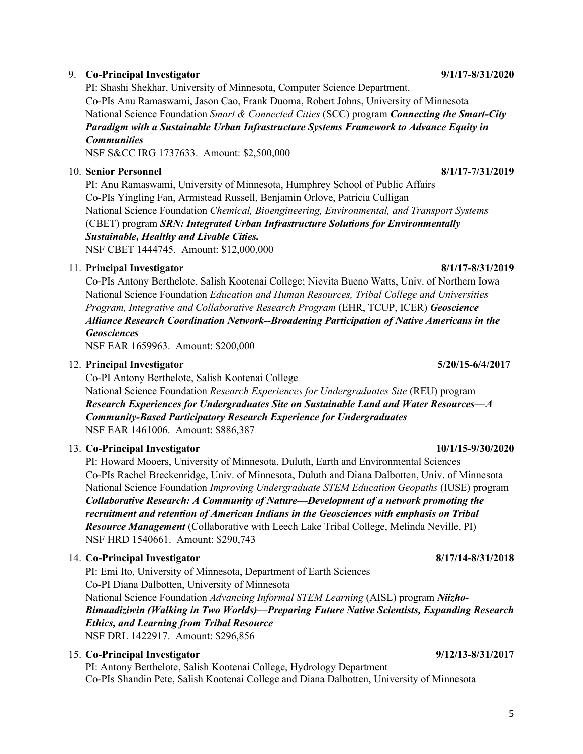9. **Co-Principal Investigator** **9/1/17-8/31/2020**
   PI: Shashi Shekhar, University of Minnesota, Computer Science Department.
   Co-PIs Anu Ramaswami, Jason Cao, Frank Duoma, Robert Johns, University of Minnesota
   National Science Foundation *Smart & Connected Cities* (SCC) program ***Connecting the Smart-City Paradigm with a Sustainable Urban Infrastructure Systems Framework to Advance Equity in Communities***
   NSF S&CC IRG 1737633. Amount: $2,500,000

10. **Senior Personnel** **8/1/17-7/31/2019**
    PI: Anu Ramaswami, University of Minnesota, Humphrey School of Public Affairs
    Co-PIs Yingling Fan, Armistead Russell, Benjamin Orlove, Patricia Culligan
    National Science Foundation *Chemical, Bioengineering, Environmental, and Transport Systems* (CBET) program ***SRN: Integrated Urban Infrastructure Solutions for Environmentally Sustainable, Healthy and Livable Cities.***
    NSF CBET 1444745. Amount: $12,000,000

11. **Principal Investigator** **8/1/17-8/31/2019**
    Co-PIs Antony Berthelote, Salish Kootenai College; Nievita Bueno Watts, Univ. of Northern Iowa
    National Science Foundation *Education and Human Resources, Tribal College and Universities Program, Integrative and Collaborative Research Program* (EHR, TCUP, ICER) ***Geoscience Alliance Research Coordination Network--Broadening Participation of Native Americans in the Geosciences***
    NSF EAR 1659963. Amount: $200,000

12. **Principal Investigator** **5/20/15-6/4/2017**
    Co-PI Antony Berthelote, Salish Kootenai College
    National Science Foundation *Research Experiences for Undergraduates Site* (REU) program ***Research Experiences for Undergraduates Site on Sustainable Land and Water Resources—A Community-Based Participatory Research Experience for Undergraduates***
    NSF EAR 1461006. Amount: $886,387

13. **Co-Principal Investigator** **10/1/15-9/30/2020**
    PI: Howard Mooers, University of Minnesota, Duluth, Earth and Environmental Sciences
    Co-PIs Rachel Breckenridge, Univ. of Minnesota, Duluth and Diana Dalbotten, Univ. of Minnesota
    National Science Foundation *Improving Undergraduate STEM Education Geopaths* (IUSE) program ***Collaborative Research: A Community of Nature—Development of a network promoting the recruitment and retention of American Indians in the Geosciences with emphasis on Tribal Resource Management*** (Collaborative with Leech Lake Tribal College, Melinda Neville, PI)
    NSF HRD 1540661. Amount: $290,743

14. **Co-Principal Investigator** **8/17/14-8/31/2018**
    PI: Emi Ito, University of Minnesota, Department of Earth Sciences
    Co-PI Diana Dalbotten, University of Minnesota
    National Science Foundation *Advancing Informal STEM Learning* (AISL) program ***Niizho-Bimaadiziwin (Walking in Two Worlds)—Preparing Future Native Scientists, Expanding Research Ethics, and Learning from Tribal Resource***
    NSF DRL 1422917. Amount: $296,856

15. **Co-Principal Investigator** **9/12/13-8/31/2017**
    PI: Antony Berthelote, Salish Kootenai College, Hydrology Department
    Co-PIs Shandin Pete, Salish Kootenai College and Diana Dalbotten, University of Minnesota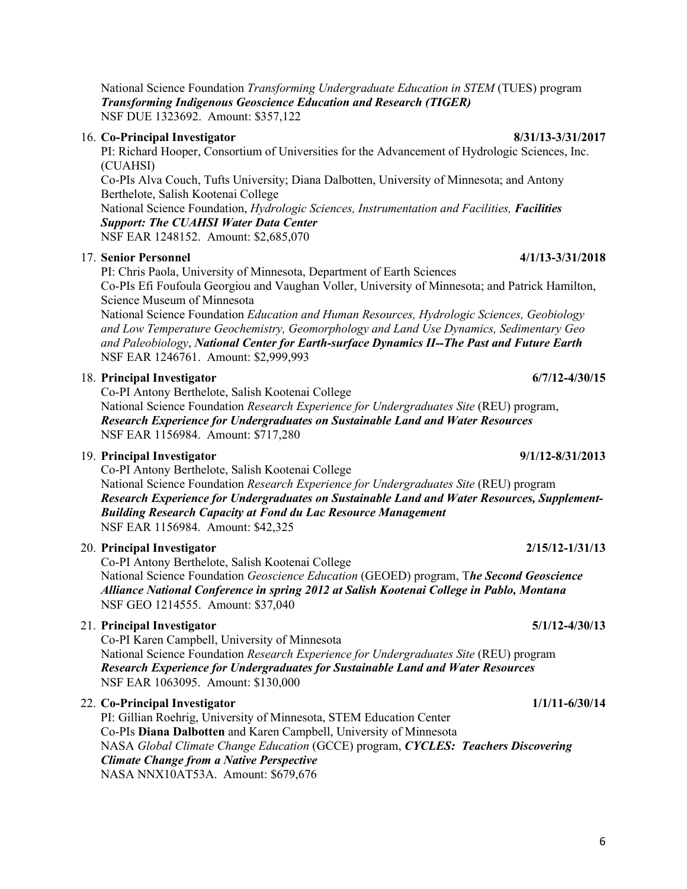National Science Foundation *Transforming Undergraduate Education in STEM* (TUES) program
***Transforming Indigenous Geoscience Education and Research (TIGER)***
NSF DUE 1323692. Amount: $357,122

16. **Co-Principal Investigator** **8/31/13-3/31/2017**
    PI: Richard Hooper, Consortium of Universities for the Advancement of Hydrologic Sciences, Inc. (CUAHSI)
    Co-PIs Alva Couch, Tufts University; Diana Dalbotten, University of Minnesota; and Antony Berthelote, Salish Kootenai College
    National Science Foundation, *Hydrologic Sciences, Instrumentation and Facilities,* ***Facilities Support: The CUAHSI Water Data Center***
    NSF EAR 1248152. Amount: $2,685,070

17. **Senior Personnel** **4/1/13-3/31/2018**
    PI: Chris Paola, University of Minnesota, Department of Earth Sciences
    Co-PIs Efi Foufoula Georgiou and Vaughan Voller, University of Minnesota; and Patrick Hamilton, Science Museum of Minnesota
    National Science Foundation *Education and Human Resources, Hydrologic Sciences, Geobiology and Low Temperature Geochemistry, Geomorphology and Land Use Dynamics, Sedimentary Geo and Paleobiology*, ***National Center for Earth-surface Dynamics II--The Past and Future Earth***
    NSF EAR 1246761. Amount: $2,999,993

18. **Principal Investigator** **6/7/12-4/30/15**
    Co-PI Antony Berthelote, Salish Kootenai College
    National Science Foundation *Research Experience for Undergraduates Site* (REU) program, ***Research Experience for Undergraduates on Sustainable Land and Water Resources***
    NSF EAR 1156984. Amount: $717,280

19. **Principal Investigator** **9/1/12-8/31/2013**
    Co-PI Antony Berthelote, Salish Kootenai College
    National Science Foundation *Research Experience for Undergraduates Site* (REU) program
    ***Research Experience for Undergraduates on Sustainable Land and Water Resources, Supplement-Building Research Capacity at Fond du Lac Resource Management***
    NSF EAR 1156984. Amount: $42,325

20. **Principal Investigator** **2/15/12-1/31/13**
    Co-PI Antony Berthelote, Salish Kootenai College
    National Science Foundation *Geoscience Education* (GEOED) program, T***he Second Geoscience Alliance National Conference in spring 2012 at Salish Kootenai College in Pablo, Montana***
    NSF GEO 1214555. Amount: $37,040

21. **Principal Investigator** **5/1/12-4/30/13**
    Co-PI Karen Campbell, University of Minnesota
    National Science Foundation *Research Experience for Undergraduates Site* (REU) program
    ***Research Experience for Undergraduates for Sustainable Land and Water Resources***
    NSF EAR 1063095. Amount: $130,000

22. **Co-Principal Investigator** **1/1/11-6/30/14**
    PI: Gillian Roehrig, University of Minnesota, STEM Education Center
    Co-PIs **Diana Dalbotten** and Karen Campbell, University of Minnesota
    NASA *Global Climate Change Education* (GCCE) program, ***CYCLES: Teachers Discovering Climate Change from a Native Perspective***
    NASA NNX10AT53A. Amount: $679,676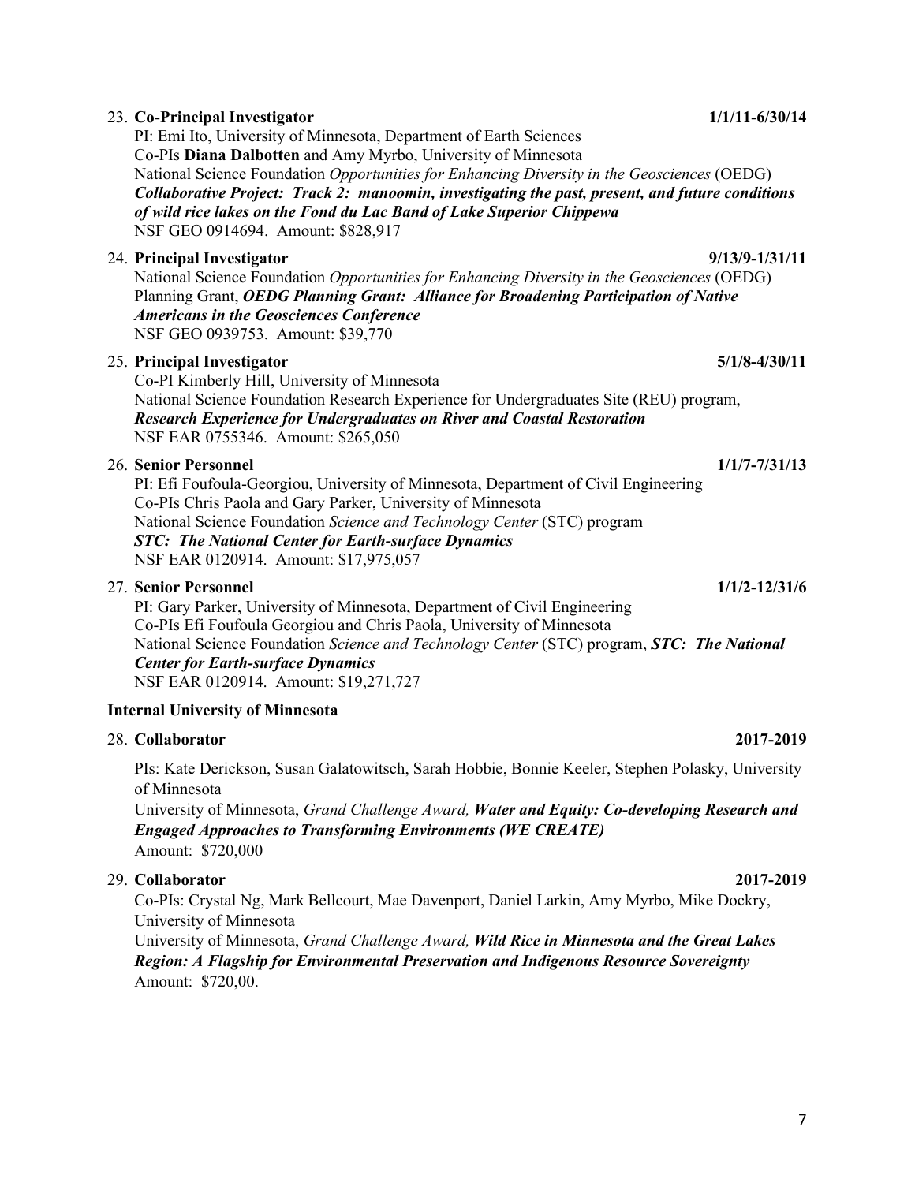23. **Co-Principal Investigator** **1/1/11-6/30/14**
    PI: Emi Ito, University of Minnesota, Department of Earth Sciences
    Co-PIs **Diana Dalbotten** and Amy Myrbo, University of Minnesota
    National Science Foundation *Opportunities for Enhancing Diversity in the Geosciences* (OEDG)
    ***Collaborative Project: Track 2: manoomin, investigating the past, present, and future conditions of wild rice lakes on the Fond du Lac Band of Lake Superior Chippewa***
    NSF GEO 0914694. Amount: $828,917

24. **Principal Investigator** **9/13/9-1/31/11**
    National Science Foundation *Opportunities for Enhancing Diversity in the Geosciences* (OEDG) Planning Grant, ***OEDG Planning Grant: Alliance for Broadening Participation of Native Americans in the Geosciences Conference***
    NSF GEO 0939753. Amount: $39,770

25. **Principal Investigator** **5/1/8-4/30/11**
    Co-PI Kimberly Hill, University of Minnesota
    National Science Foundation Research Experience for Undergraduates Site (REU) program, ***Research Experience for Undergraduates on River and Coastal Restoration***
    NSF EAR 0755346. Amount: $265,050

26. **Senior Personnel** **1/1/7-7/31/13**
    PI: Efi Foufoula-Georgiou, University of Minnesota, Department of Civil Engineering
    Co-PIs Chris Paola and Gary Parker, University of Minnesota
    National Science Foundation *Science and Technology Center* (STC) program
    ***STC: The National Center for Earth-surface Dynamics***
    NSF EAR 0120914. Amount: $17,975,057

27. **Senior Personnel** **1/1/2-12/31/6**
    PI: Gary Parker, University of Minnesota, Department of Civil Engineering
    Co-PIs Efi Foufoula Georgiou and Chris Paola, University of Minnesota
    National Science Foundation *Science and Technology Center* (STC) program, ***STC: The National Center for Earth-surface Dynamics***
    NSF EAR 0120914. Amount: $19,271,727

**Internal University of Minnesota**

28. **Collaborator** **2017-2019**

    PIs: Kate Derickson, Susan Galatowitsch, Sarah Hobbie, Bonnie Keeler, Stephen Polasky, University of Minnesota
    University of Minnesota, *Grand Challenge Award,* ***Water and Equity: Co-developing Research and Engaged Approaches to Transforming Environments (WE CREATE)***
    Amount: $720,000

29. **Collaborator** **2017-2019**
    Co-PIs: Crystal Ng, Mark Bellcourt, Mae Davenport, Daniel Larkin, Amy Myrbo, Mike Dockry, University of Minnesota
    University of Minnesota, *Grand Challenge Award,* ***Wild Rice in Minnesota and the Great Lakes Region: A Flagship for Environmental Preservation and Indigenous Resource Sovereignty***
    Amount: $720,00.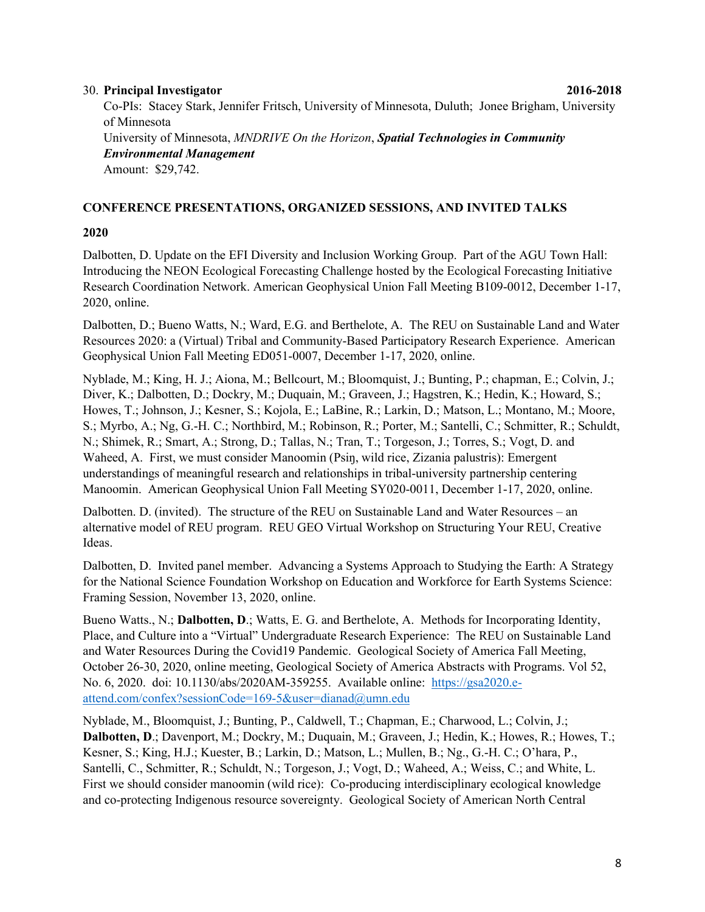30. **Principal Investigator** **2016-2018**
Co-PIs: Stacey Stark, Jennifer Fritsch, University of Minnesota, Duluth; Jonee Brigham, University of Minnesota
University of Minnesota, *MNDRIVE On the Horizon*, ***Spatial Technologies in Community Environmental Management***
Amount: $29,742.

**CONFERENCE PRESENTATIONS, ORGANIZED SESSIONS, AND INVITED TALKS**

**2020**

Dalbotten, D. Update on the EFI Diversity and Inclusion Working Group. Part of the AGU Town Hall: Introducing the NEON Ecological Forecasting Challenge hosted by the Ecological Forecasting Initiative Research Coordination Network. American Geophysical Union Fall Meeting B109-0012, December 1-17, 2020, online.

Dalbotten, D.; Bueno Watts, N.; Ward, E.G. and Berthelote, A. The REU on Sustainable Land and Water Resources 2020: a (Virtual) Tribal and Community-Based Participatory Research Experience. American Geophysical Union Fall Meeting ED051-0007, December 1-17, 2020, online.

Nyblade, M.; King, H. J.; Aiona, M.; Bellcourt, M.; Bloomquist, J.; Bunting, P.; chapman, E.; Colvin, J.; Diver, K.; Dalbotten, D.; Dockry, M.; Duquain, M.; Graveen, J.; Hagstren, K.; Hedin, K.; Howard, S.; Howes, T.; Johnson, J.; Kesner, S.; Kojola, E.; LaBine, R.; Larkin, D.; Matson, L.; Montano, M.; Moore, S.; Myrbo, A.; Ng, G.-H. C.; Northbird, M.; Robinson, R.; Porter, M.; Santelli, C.; Schmitter, R.; Schuldt, N.; Shimek, R.; Smart, A.; Strong, D.; Tallas, N.; Tran, T.; Torgeson, J.; Torres, S.; Vogt, D. and Waheed, A. First, we must consider Manoomin (Psiŋ, wild rice, Zizania palustris): Emergent understandings of meaningful research and relationships in tribal-university partnership centering Manoomin. American Geophysical Union Fall Meeting SY020-0011, December 1-17, 2020, online.

Dalbotten. D. (invited). The structure of the REU on Sustainable Land and Water Resources – an alternative model of REU program. REU GEO Virtual Workshop on Structuring Your REU, Creative Ideas.

Dalbotten, D. Invited panel member. Advancing a Systems Approach to Studying the Earth: A Strategy for the National Science Foundation Workshop on Education and Workforce for Earth Systems Science: Framing Session, November 13, 2020, online.

Bueno Watts., N.; **Dalbotten, D**.; Watts, E. G. and Berthelote, A. Methods for Incorporating Identity, Place, and Culture into a "Virtual" Undergraduate Research Experience: The REU on Sustainable Land and Water Resources During the Covid19 Pandemic. Geological Society of America Fall Meeting, October 26-30, 2020, online meeting, Geological Society of America Abstracts with Programs. Vol 52, No. 6, 2020. doi: 10.1130/abs/2020AM-359255. Available online: [https://gsa2020.e-attend.com/confex?sessionCode=169-5&user=dianad@umn.edu](https://gsa2020.e-attend.com/confex?sessionCode=169-5&user=dianad@umn.edu)

Nyblade, M., Bloomquist, J.; Bunting, P., Caldwell, T.; Chapman, E.; Charwood, L.; Colvin, J.; **Dalbotten, D**.; Davenport, M.; Dockry, M.; Duquain, M.; Graveen, J.; Hedin, K.; Howes, R.; Howes, T.; Kesner, S.; King, H.J.; Kuester, B.; Larkin, D.; Matson, L.; Mullen, B.; Ng., G.-H. C.; O'hara, P., Santelli, C., Schmitter, R.; Schuldt, N.; Torgeson, J.; Vogt, D.; Waheed, A.; Weiss, C.; and White, L. First we should consider manoomin (wild rice): Co-producing interdisciplinary ecological knowledge and co-protecting Indigenous resource sovereignty. Geological Society of American North Central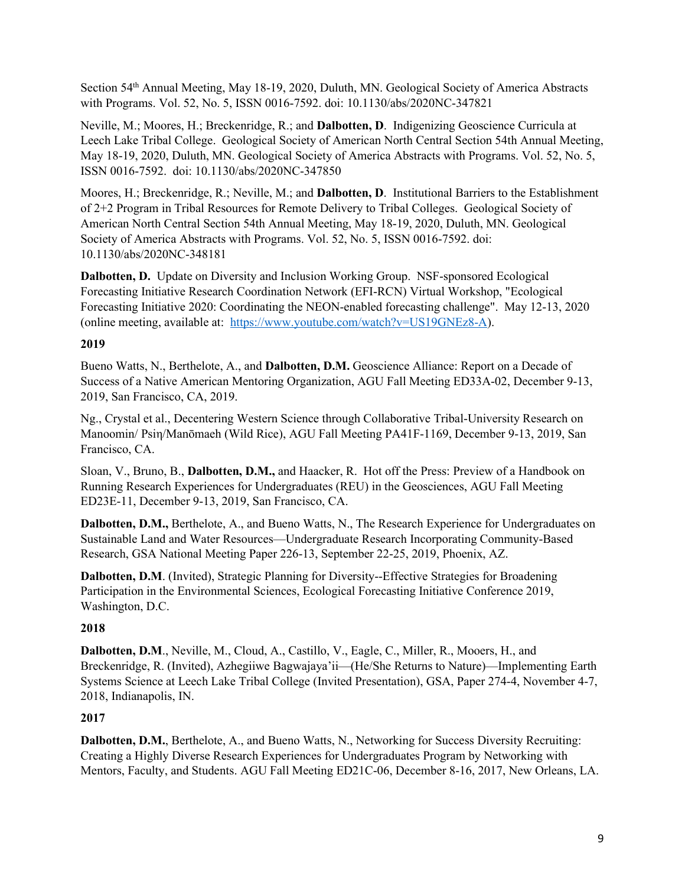Section 54th Annual Meeting, May 18-19, 2020, Duluth, MN. Geological Society of America Abstracts with Programs. Vol. 52, No. 5, ISSN 0016-7592. doi: 10.1130/abs/2020NC-347821

Neville, M.; Moores, H.; Breckenridge, R.; and **Dalbotten, D**. Indigenizing Geoscience Curricula at Leech Lake Tribal College. Geological Society of American North Central Section 54th Annual Meeting, May 18-19, 2020, Duluth, MN. Geological Society of America Abstracts with Programs. Vol. 52, No. 5, ISSN 0016-7592. doi: 10.1130/abs/2020NC-347850

Moores, H.; Breckenridge, R.; Neville, M.; and **Dalbotten, D**. Institutional Barriers to the Establishment of 2+2 Program in Tribal Resources for Remote Delivery to Tribal Colleges. Geological Society of American North Central Section 54th Annual Meeting, May 18-19, 2020, Duluth, MN. Geological Society of America Abstracts with Programs. Vol. 52, No. 5, ISSN 0016-7592. doi: 10.1130/abs/2020NC-348181

**Dalbotten, D.** Update on Diversity and Inclusion Working Group. NSF-sponsored Ecological Forecasting Initiative Research Coordination Network (EFI-RCN) Virtual Workshop, "Ecological Forecasting Initiative 2020: Coordinating the NEON-enabled forecasting challenge". May 12-13, 2020 (online meeting, available at: [https://www.youtube.com/watch?v=US19GNEz8-A](https://www.youtube.com/watch?v=US19GNEz8-A)).

**2019**

Bueno Watts, N., Berthelote, A., and **Dalbotten, D.M.** Geoscience Alliance: Report on a Decade of Success of a Native American Mentoring Organization, AGU Fall Meeting ED33A-02, December 9-13, 2019, San Francisco, CA, 2019.

Ng., Crystal et al., Decentering Western Science through Collaborative Tribal-University Research on Manoomin/ Psiŋ/Manōmaeh (Wild Rice), AGU Fall Meeting PA41F-1169, December 9-13, 2019, San Francisco, CA.

Sloan, V., Bruno, B., **Dalbotten, D.M.,** and Haacker, R. Hot off the Press: Preview of a Handbook on Running Research Experiences for Undergraduates (REU) in the Geosciences, AGU Fall Meeting ED23E-11, December 9-13, 2019, San Francisco, CA.

**Dalbotten, D.M.,** Berthelote, A., and Bueno Watts, N., The Research Experience for Undergraduates on Sustainable Land and Water Resources—Undergraduate Research Incorporating Community-Based Research, GSA National Meeting Paper 226-13, September 22-25, 2019, Phoenix, AZ.

**Dalbotten, D.M**. (Invited), Strategic Planning for Diversity--Effective Strategies for Broadening Participation in the Environmental Sciences, Ecological Forecasting Initiative Conference 2019, Washington, D.C.

**2018**

**Dalbotten, D.M**., Neville, M., Cloud, A., Castillo, V., Eagle, C., Miller, R., Mooers, H., and Breckenridge, R. (Invited), Azhegiiwe Bagwajaya'ii—(He/She Returns to Nature)—Implementing Earth Systems Science at Leech Lake Tribal College (Invited Presentation), GSA, Paper 274-4, November 4-7, 2018, Indianapolis, IN.

**2017**

**Dalbotten, D.M.**, Berthelote, A., and Bueno Watts, N., Networking for Success Diversity Recruiting: Creating a Highly Diverse Research Experiences for Undergraduates Program by Networking with Mentors, Faculty, and Students. AGU Fall Meeting ED21C-06, December 8-16, 2017, New Orleans, LA.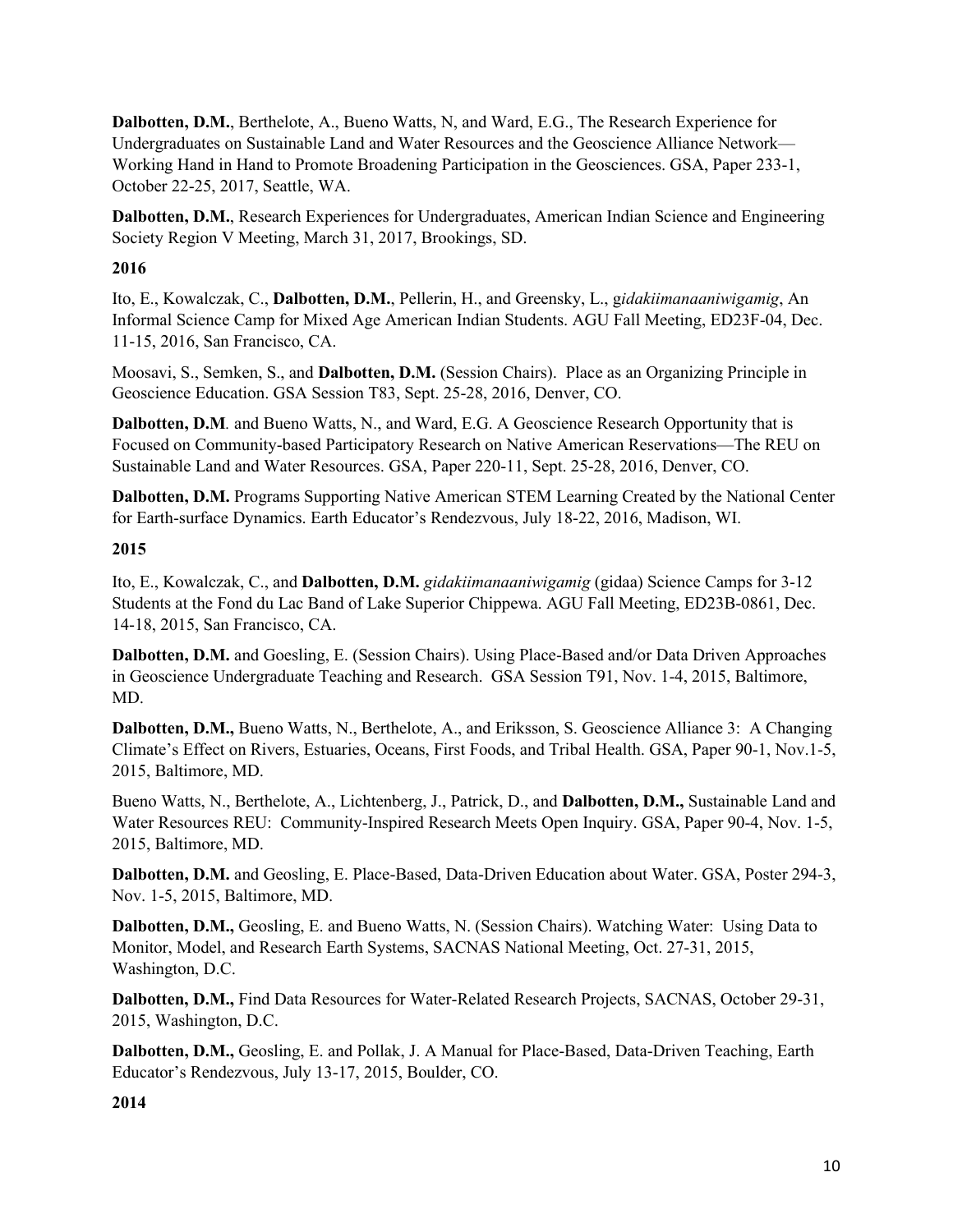**Dalbotten, D.M.**, Berthelote, A., Bueno Watts, N, and Ward, E.G., The Research Experience for Undergraduates on Sustainable Land and Water Resources and the Geoscience Alliance Network—Working Hand in Hand to Promote Broadening Participation in the Geosciences. GSA, Paper 233-1, October 22-25, 2017, Seattle, WA.

**Dalbotten, D.M.**, Research Experiences for Undergraduates, American Indian Science and Engineering Society Region V Meeting, March 31, 2017, Brookings, SD.

**2016**

Ito, E., Kowalczak, C., **Dalbotten, D.M.**, Pellerin, H., and Greensky, L., g*idakiimanaaniwigamig*, An Informal Science Camp for Mixed Age American Indian Students. AGU Fall Meeting, ED23F-04, Dec. 11-15, 2016, San Francisco, CA.

Moosavi, S., Semken, S., and **Dalbotten, D.M.** (Session Chairs). Place as an Organizing Principle in Geoscience Education. GSA Session T83, Sept. 25-28, 2016, Denver, CO.

**Dalbotten, D.M**. and Bueno Watts, N., and Ward, E.G. A Geoscience Research Opportunity that is Focused on Community-based Participatory Research on Native American Reservations—The REU on Sustainable Land and Water Resources. GSA, Paper 220-11, Sept. 25-28, 2016, Denver, CO.

**Dalbotten, D.M.** Programs Supporting Native American STEM Learning Created by the National Center for Earth-surface Dynamics. Earth Educator's Rendezvous, July 18-22, 2016, Madison, WI.

**2015**

Ito, E., Kowalczak, C., and **Dalbotten, D.M.** *gidakiimanaaniwigamig* (gidaa) Science Camps for 3-12 Students at the Fond du Lac Band of Lake Superior Chippewa. AGU Fall Meeting, ED23B-0861, Dec. 14-18, 2015, San Francisco, CA.

**Dalbotten, D.M.** and Goesling, E. (Session Chairs). Using Place-Based and/or Data Driven Approaches in Geoscience Undergraduate Teaching and Research. GSA Session T91, Nov. 1-4, 2015, Baltimore, MD.

**Dalbotten, D.M.,** Bueno Watts, N., Berthelote, A., and Eriksson, S. Geoscience Alliance 3: A Changing Climate's Effect on Rivers, Estuaries, Oceans, First Foods, and Tribal Health. GSA, Paper 90-1, Nov.1-5, 2015, Baltimore, MD.

Bueno Watts, N., Berthelote, A., Lichtenberg, J., Patrick, D., and **Dalbotten, D.M.,** Sustainable Land and Water Resources REU: Community-Inspired Research Meets Open Inquiry. GSA, Paper 90-4, Nov. 1-5, 2015, Baltimore, MD.

**Dalbotten, D.M.** and Geosling, E. Place-Based, Data-Driven Education about Water. GSA, Poster 294-3, Nov. 1-5, 2015, Baltimore, MD.

**Dalbotten, D.M.,** Geosling, E. and Bueno Watts, N. (Session Chairs). Watching Water: Using Data to Monitor, Model, and Research Earth Systems, SACNAS National Meeting, Oct. 27-31, 2015, Washington, D.C.

**Dalbotten, D.M.,** Find Data Resources for Water-Related Research Projects, SACNAS, October 29-31, 2015, Washington, D.C.

**Dalbotten, D.M.,** Geosling, E. and Pollak, J. A Manual for Place-Based, Data-Driven Teaching, Earth Educator's Rendezvous, July 13-17, 2015, Boulder, CO.

**2014**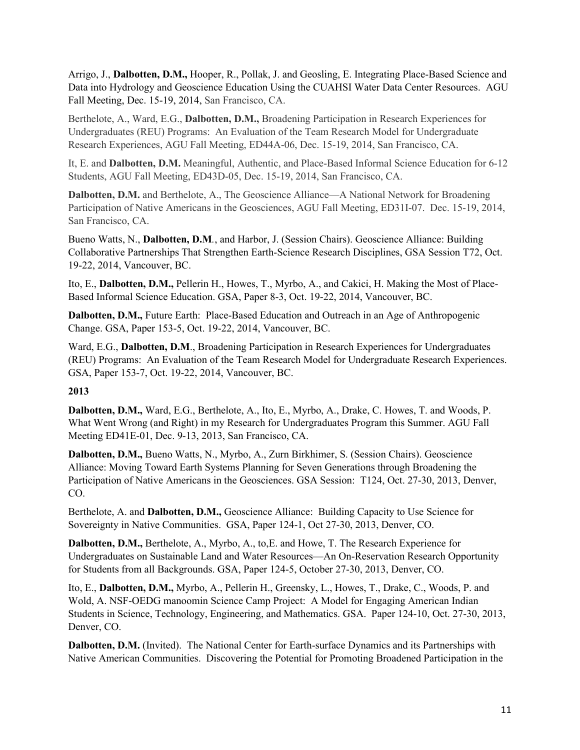Arrigo, J., **Dalbotten, D.M.,** Hooper, R., Pollak, J. and Geosling, E. Integrating Place-Based Science and Data into Hydrology and Geoscience Education Using the CUAHSI Water Data Center Resources. AGU Fall Meeting, Dec. 15-19, 2014, San Francisco, CA.

Berthelote, A., Ward, E.G., **Dalbotten, D.M.,** Broadening Participation in Research Experiences for Undergraduates (REU) Programs: An Evaluation of the Team Research Model for Undergraduate Research Experiences, AGU Fall Meeting, ED44A-06, Dec. 15-19, 2014, San Francisco, CA.

It, E. and **Dalbotten, D.M.** Meaningful, Authentic, and Place-Based Informal Science Education for 6-12 Students, AGU Fall Meeting, ED43D-05, Dec. 15-19, 2014, San Francisco, CA.

**Dalbotten, D.M.** and Berthelote, A., The Geoscience Alliance—A National Network for Broadening Participation of Native Americans in the Geosciences, AGU Fall Meeting, ED31I-07. Dec. 15-19, 2014, San Francisco, CA.

Bueno Watts, N., **Dalbotten, D.M**., and Harbor, J. (Session Chairs). Geoscience Alliance: Building Collaborative Partnerships That Strengthen Earth-Science Research Disciplines, GSA Session T72, Oct. 19-22, 2014, Vancouver, BC.

Ito, E., **Dalbotten, D.M.,** Pellerin H., Howes, T., Myrbo, A., and Cakici, H. Making the Most of Place-Based Informal Science Education. GSA, Paper 8-3, Oct. 19-22, 2014, Vancouver, BC.

**Dalbotten, D.M.,** Future Earth: Place-Based Education and Outreach in an Age of Anthropogenic Change. GSA, Paper 153-5, Oct. 19-22, 2014, Vancouver, BC.

Ward, E.G., **Dalbotten, D.M**., Broadening Participation in Research Experiences for Undergraduates (REU) Programs: An Evaluation of the Team Research Model for Undergraduate Research Experiences. GSA, Paper 153-7, Oct. 19-22, 2014, Vancouver, BC.

**2013**

**Dalbotten, D.M.,** Ward, E.G., Berthelote, A., Ito, E., Myrbo, A., Drake, C. Howes, T. and Woods, P. What Went Wrong (and Right) in my Research for Undergraduates Program this Summer. AGU Fall Meeting ED41E-01, Dec. 9-13, 2013, San Francisco, CA.

**Dalbotten, D.M.,** Bueno Watts, N., Myrbo, A., Zurn Birkhimer, S. (Session Chairs). Geoscience Alliance: Moving Toward Earth Systems Planning for Seven Generations through Broadening the Participation of Native Americans in the Geosciences. GSA Session: T124, Oct. 27-30, 2013, Denver, CO.

Berthelote, A. and **Dalbotten, D.M.,** Geoscience Alliance: Building Capacity to Use Science for Sovereignty in Native Communities. GSA, Paper 124-1, Oct 27-30, 2013, Denver, CO.

**Dalbotten, D.M.,** Berthelote, A., Myrbo, A., to,E. and Howe, T. The Research Experience for Undergraduates on Sustainable Land and Water Resources—An On-Reservation Research Opportunity for Students from all Backgrounds. GSA, Paper 124-5, October 27-30, 2013, Denver, CO.

Ito, E., **Dalbotten, D.M.,** Myrbo, A., Pellerin H., Greensky, L., Howes, T., Drake, C., Woods, P. and Wold, A. NSF-OEDG manoomin Science Camp Project: A Model for Engaging American Indian Students in Science, Technology, Engineering, and Mathematics. GSA. Paper 124-10, Oct. 27-30, 2013, Denver, CO.

**Dalbotten, D.M.** (Invited). The National Center for Earth-surface Dynamics and its Partnerships with Native American Communities. Discovering the Potential for Promoting Broadened Participation in the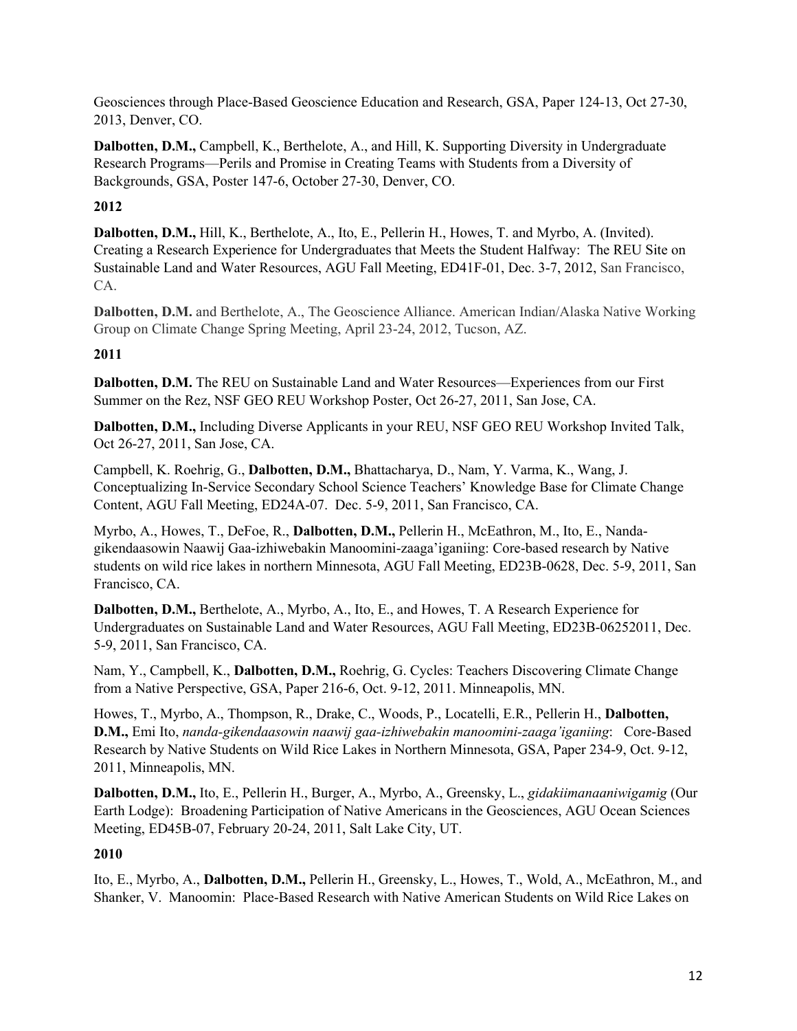Geosciences through Place-Based Geoscience Education and Research, GSA, Paper 124-13, Oct 27-30, 2013, Denver, CO.

**Dalbotten, D.M.,** Campbell, K., Berthelote, A., and Hill, K. Supporting Diversity in Undergraduate Research Programs—Perils and Promise in Creating Teams with Students from a Diversity of Backgrounds, GSA, Poster 147-6, October 27-30, Denver, CO.

**2012**

**Dalbotten, D.M.,** Hill, K., Berthelote, A., Ito, E., Pellerin H., Howes, T. and Myrbo, A. (Invited). Creating a Research Experience for Undergraduates that Meets the Student Halfway: The REU Site on Sustainable Land and Water Resources, AGU Fall Meeting, ED41F-01, Dec. 3-7, 2012, San Francisco, CA.

**Dalbotten, D.M.** and Berthelote, A., The Geoscience Alliance. American Indian/Alaska Native Working Group on Climate Change Spring Meeting, April 23-24, 2012, Tucson, AZ.

**2011**

**Dalbotten, D.M.** The REU on Sustainable Land and Water Resources—Experiences from our First Summer on the Rez, NSF GEO REU Workshop Poster, Oct 26-27, 2011, San Jose, CA.

**Dalbotten, D.M.,** Including Diverse Applicants in your REU, NSF GEO REU Workshop Invited Talk, Oct 26-27, 2011, San Jose, CA.

Campbell, K. Roehrig, G., **Dalbotten, D.M.,** Bhattacharya, D., Nam, Y. Varma, K., Wang, J. Conceptualizing In-Service Secondary School Science Teachers' Knowledge Base for Climate Change Content, AGU Fall Meeting, ED24A-07. Dec. 5-9, 2011, San Francisco, CA.

Myrbo, A., Howes, T., DeFoe, R., **Dalbotten, D.M.,** Pellerin H., McEathron, M., Ito, E., Nanda-gikendaasowin Naawij Gaa-izhiwebakin Manoomini-zaaga'iganiing: Core-based research by Native students on wild rice lakes in northern Minnesota, AGU Fall Meeting, ED23B-0628, Dec. 5-9, 2011, San Francisco, CA.

**Dalbotten, D.M.,** Berthelote, A., Myrbo, A., Ito, E., and Howes, T. A Research Experience for Undergraduates on Sustainable Land and Water Resources, AGU Fall Meeting, ED23B-06252011, Dec. 5-9, 2011, San Francisco, CA.

Nam, Y., Campbell, K., **Dalbotten, D.M.,** Roehrig, G. Cycles: Teachers Discovering Climate Change from a Native Perspective, GSA, Paper 216-6, Oct. 9-12, 2011. Minneapolis, MN.

Howes, T., Myrbo, A., Thompson, R., Drake, C., Woods, P., Locatelli, E.R., Pellerin H., **Dalbotten, D.M.,** Emi Ito, *nanda-gikendaasowin naawij gaa-izhiwebakin manoomini-zaaga'iganiing*: Core-Based Research by Native Students on Wild Rice Lakes in Northern Minnesota, GSA, Paper 234-9, Oct. 9-12, 2011, Minneapolis, MN.

**Dalbotten, D.M.,** Ito, E., Pellerin H., Burger, A., Myrbo, A., Greensky, L., *gidakiimanaaniwigamig* (Our Earth Lodge): Broadening Participation of Native Americans in the Geosciences, AGU Ocean Sciences Meeting, ED45B-07, February 20-24, 2011, Salt Lake City, UT.

**2010**

Ito, E., Myrbo, A., **Dalbotten, D.M.,** Pellerin H., Greensky, L., Howes, T., Wold, A., McEathron, M., and Shanker, V. Manoomin: Place-Based Research with Native American Students on Wild Rice Lakes on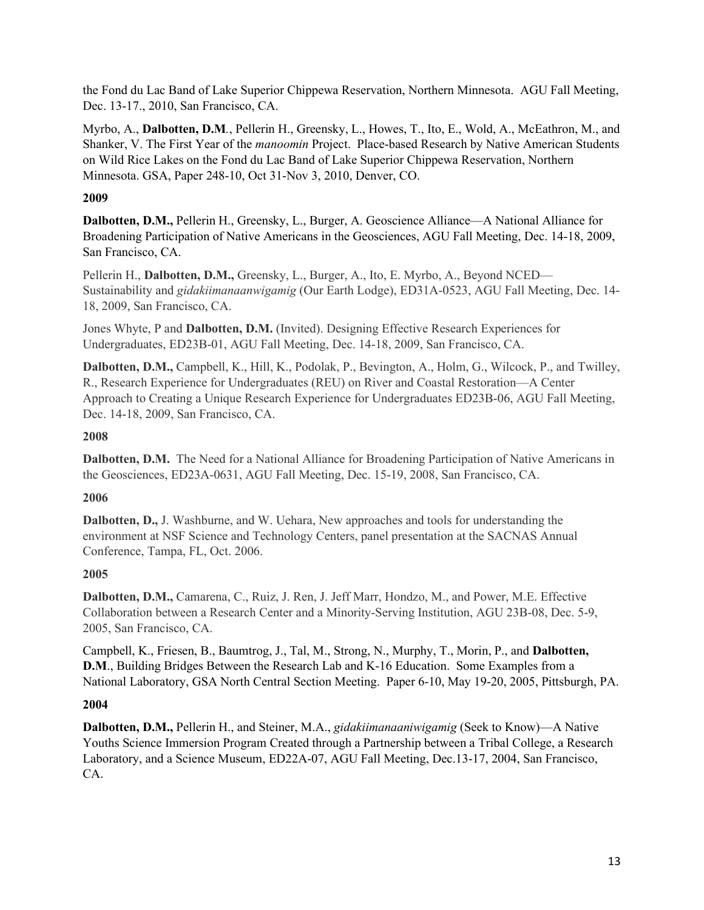the Fond du Lac Band of Lake Superior Chippewa Reservation, Northern Minnesota. AGU Fall Meeting, Dec. 13-17., 2010, San Francisco, CA.

Myrbo, A., **Dalbotten, D.M**., Pellerin H., Greensky, L., Howes, T., Ito, E., Wold, A., McEathron, M., and Shanker, V. The First Year of the *manoomin* Project. Place-based Research by Native American Students on Wild Rice Lakes on the Fond du Lac Band of Lake Superior Chippewa Reservation, Northern Minnesota. GSA, Paper 248-10, Oct 31-Nov 3, 2010, Denver, CO.

**2009**

**Dalbotten, D.M.,** Pellerin H., Greensky, L., Burger, A. Geoscience Alliance—A National Alliance for Broadening Participation of Native Americans in the Geosciences, AGU Fall Meeting, Dec. 14-18, 2009, San Francisco, CA.

Pellerin H., **Dalbotten, D.M.,** Greensky, L., Burger, A., Ito, E. Myrbo, A., Beyond NCED—Sustainability and *gidakiimanaanwigamig* (Our Earth Lodge), ED31A-0523, AGU Fall Meeting, Dec. 14-18, 2009, San Francisco, CA.

Jones Whyte, P and **Dalbotten, D.M.** (Invited). Designing Effective Research Experiences for Undergraduates, ED23B-01, AGU Fall Meeting, Dec. 14-18, 2009, San Francisco, CA.

**Dalbotten, D.M.,** Campbell, K., Hill, K., Podolak, P., Bevington, A., Holm, G., Wilcock, P., and Twilley, R., Research Experience for Undergraduates (REU) on River and Coastal Restoration—A Center Approach to Creating a Unique Research Experience for Undergraduates ED23B-06, AGU Fall Meeting, Dec. 14-18, 2009, San Francisco, CA.

**2008**

**Dalbotten, D.M.** The Need for a National Alliance for Broadening Participation of Native Americans in the Geosciences, ED23A-0631, AGU Fall Meeting, Dec. 15-19, 2008, San Francisco, CA.

**2006**

**Dalbotten, D.,** J. Washburne, and W. Uehara, New approaches and tools for understanding the environment at NSF Science and Technology Centers, panel presentation at the SACNAS Annual Conference, Tampa, FL, Oct. 2006.

**2005**

**Dalbotten, D.M.,** Camarena, C., Ruiz, J. Ren, J. Jeff Marr, Hondzo, M., and Power, M.E. Effective Collaboration between a Research Center and a Minority-Serving Institution, AGU 23B-08, Dec. 5-9, 2005, San Francisco, CA.

Campbell, K., Friesen, B., Baumtrog, J., Tal, M., Strong, N., Murphy, T., Morin, P., and **Dalbotten, D.M**., Building Bridges Between the Research Lab and K-16 Education. Some Examples from a National Laboratory, GSA North Central Section Meeting. Paper 6-10, May 19-20, 2005, Pittsburgh, PA.

**2004**

**Dalbotten, D.M.,** Pellerin H., and Steiner, M.A., *gidakiimanaaniwigamig* (Seek to Know)—A Native Youths Science Immersion Program Created through a Partnership between a Tribal College, a Research Laboratory, and a Science Museum, ED22A-07, AGU Fall Meeting, Dec.13-17, 2004, San Francisco, CA.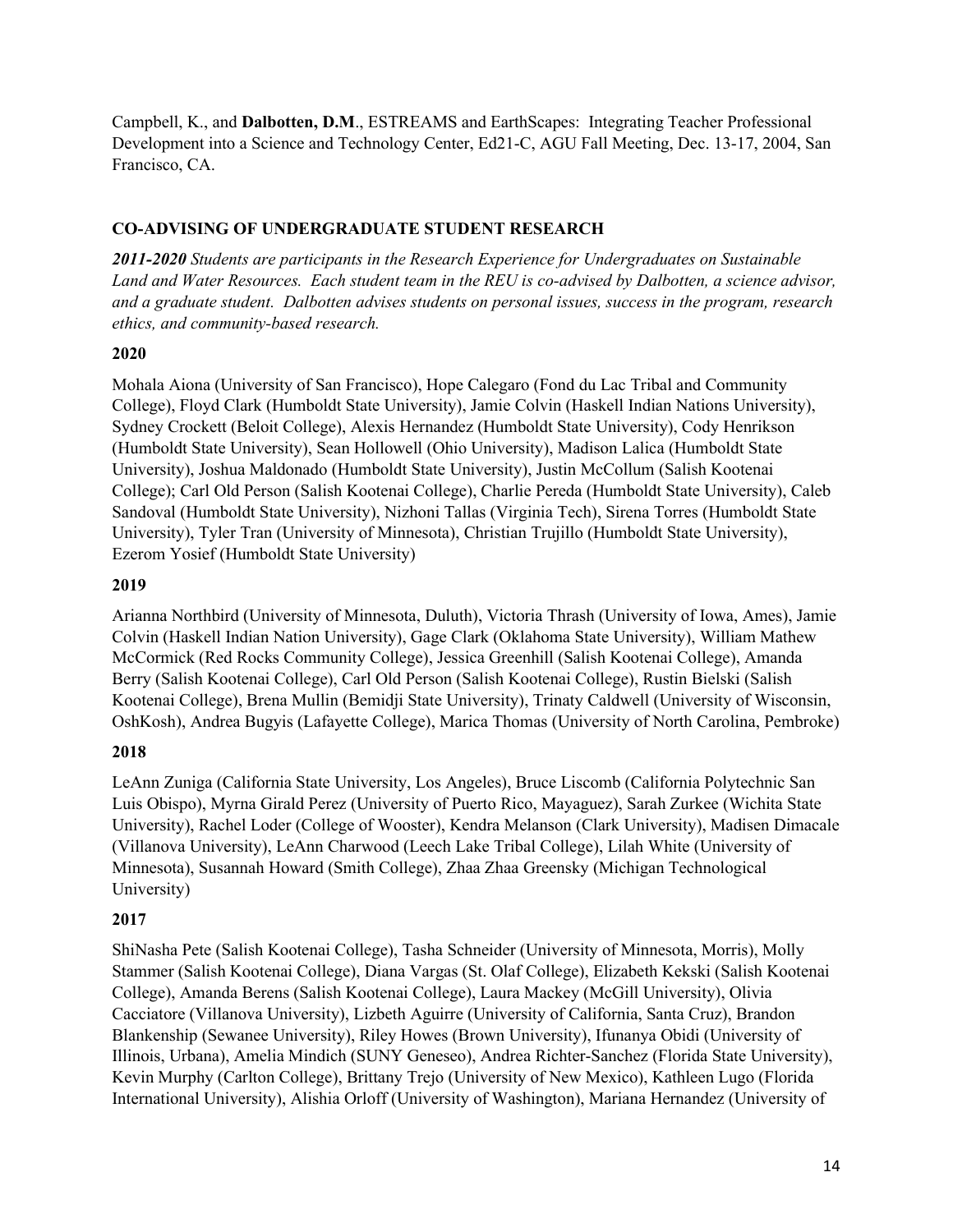Campbell, K., and **Dalbotten, D.M**., ESTREAMS and EarthScapes: Integrating Teacher Professional Development into a Science and Technology Center, Ed21-C, AGU Fall Meeting, Dec. 13-17, 2004, San Francisco, CA.

## CO-ADVISING OF UNDERGRADUATE STUDENT RESEARCH

***2011-2020*** *Students are participants in the Research Experience for Undergraduates on Sustainable Land and Water Resources. Each student team in the REU is co-advised by Dalbotten, a science advisor, and a graduate student. Dalbotten advises students on personal issues, success in the program, research ethics, and community-based research.*

**2020**

Mohala Aiona (University of San Francisco), Hope Calegaro (Fond du Lac Tribal and Community College), Floyd Clark (Humboldt State University), Jamie Colvin (Haskell Indian Nations University), Sydney Crockett (Beloit College), Alexis Hernandez (Humboldt State University), Cody Henrikson (Humboldt State University), Sean Hollowell (Ohio University), Madison Lalica (Humboldt State University), Joshua Maldonado (Humboldt State University), Justin McCollum (Salish Kootenai College); Carl Old Person (Salish Kootenai College), Charlie Pereda (Humboldt State University), Caleb Sandoval (Humboldt State University), Nizhoni Tallas (Virginia Tech), Sirena Torres (Humboldt State University), Tyler Tran (University of Minnesota), Christian Trujillo (Humboldt State University), Ezerom Yosief (Humboldt State University)

**2019**

Arianna Northbird (University of Minnesota, Duluth), Victoria Thrash (University of Iowa, Ames), Jamie Colvin (Haskell Indian Nation University), Gage Clark (Oklahoma State University), William Mathew McCormick (Red Rocks Community College), Jessica Greenhill (Salish Kootenai College), Amanda Berry (Salish Kootenai College), Carl Old Person (Salish Kootenai College), Rustin Bielski (Salish Kootenai College), Brena Mullin (Bemidji State University), Trinaty Caldwell (University of Wisconsin, OshKosh), Andrea Bugyis (Lafayette College), Marica Thomas (University of North Carolina, Pembroke)

**2018**

LeAnn Zuniga (California State University, Los Angeles), Bruce Liscomb (California Polytechnic San Luis Obispo), Myrna Girald Perez (University of Puerto Rico, Mayaguez), Sarah Zurkee (Wichita State University), Rachel Loder (College of Wooster), Kendra Melanson (Clark University), Madisen Dimacale (Villanova University), LeAnn Charwood (Leech Lake Tribal College), Lilah White (University of Minnesota), Susannah Howard (Smith College), Zhaa Zhaa Greensky (Michigan Technological University)

**2017**

ShiNasha Pete (Salish Kootenai College), Tasha Schneider (University of Minnesota, Morris), Molly Stammer (Salish Kootenai College), Diana Vargas (St. Olaf College), Elizabeth Kekski (Salish Kootenai College), Amanda Berens (Salish Kootenai College), Laura Mackey (McGill University), Olivia Cacciatore (Villanova University), Lizbeth Aguirre (University of California, Santa Cruz), Brandon Blankenship (Sewanee University), Riley Howes (Brown University), Ifunanya Obidi (University of Illinois, Urbana), Amelia Mindich (SUNY Geneseo), Andrea Richter-Sanchez (Florida State University), Kevin Murphy (Carlton College), Brittany Trejo (University of New Mexico), Kathleen Lugo (Florida International University), Alishia Orloff (University of Washington), Mariana Hernandez (University of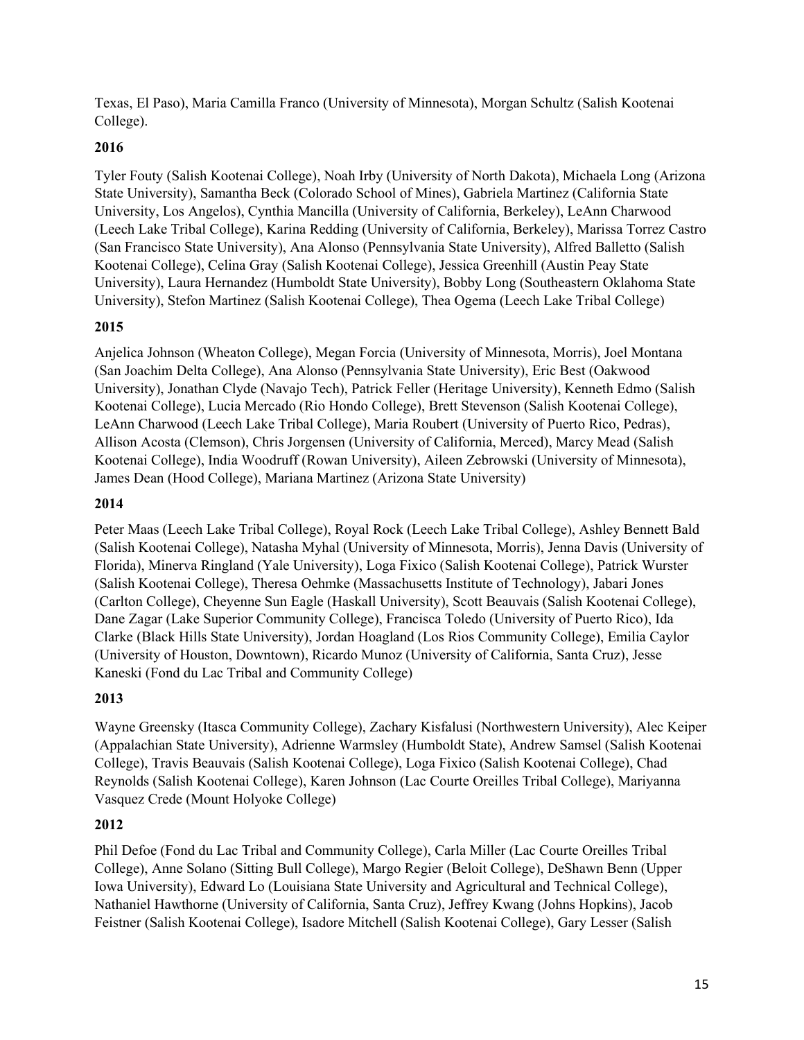Texas, El Paso), Maria Camilla Franco (University of Minnesota), Morgan Schultz (Salish Kootenai College).

**2016**

Tyler Fouty (Salish Kootenai College), Noah Irby (University of North Dakota), Michaela Long (Arizona State University), Samantha Beck (Colorado School of Mines), Gabriela Martinez (California State University, Los Angelos), Cynthia Mancilla (University of California, Berkeley), LeAnn Charwood (Leech Lake Tribal College), Karina Redding (University of California, Berkeley), Marissa Torrez Castro (San Francisco State University), Ana Alonso (Pennsylvania State University), Alfred Balletto (Salish Kootenai College), Celina Gray (Salish Kootenai College), Jessica Greenhill (Austin Peay State University), Laura Hernandez (Humboldt State University), Bobby Long (Southeastern Oklahoma State University), Stefon Martinez (Salish Kootenai College), Thea Ogema (Leech Lake Tribal College)

**2015**

Anjelica Johnson (Wheaton College), Megan Forcia (University of Minnesota, Morris), Joel Montana (San Joachim Delta College), Ana Alonso (Pennsylvania State University), Eric Best (Oakwood University), Jonathan Clyde (Navajo Tech), Patrick Feller (Heritage University), Kenneth Edmo (Salish Kootenai College), Lucia Mercado (Rio Hondo College), Brett Stevenson (Salish Kootenai College), LeAnn Charwood (Leech Lake Tribal College), Maria Roubert (University of Puerto Rico, Pedras), Allison Acosta (Clemson), Chris Jorgensen (University of California, Merced), Marcy Mead (Salish Kootenai College), India Woodruff (Rowan University), Aileen Zebrowski (University of Minnesota), James Dean (Hood College), Mariana Martinez (Arizona State University)

**2014**

Peter Maas (Leech Lake Tribal College), Royal Rock (Leech Lake Tribal College), Ashley Bennett Bald (Salish Kootenai College), Natasha Myhal (University of Minnesota, Morris), Jenna Davis (University of Florida), Minerva Ringland (Yale University), Loga Fixico (Salish Kootenai College), Patrick Wurster (Salish Kootenai College), Theresa Oehmke (Massachusetts Institute of Technology), Jabari Jones (Carlton College), Cheyenne Sun Eagle (Haskall University), Scott Beauvais (Salish Kootenai College), Dane Zagar (Lake Superior Community College), Francisca Toledo (University of Puerto Rico), Ida Clarke (Black Hills State University), Jordan Hoagland (Los Rios Community College), Emilia Caylor (University of Houston, Downtown), Ricardo Munoz (University of California, Santa Cruz), Jesse Kaneski (Fond du Lac Tribal and Community College)

**2013**

Wayne Greensky (Itasca Community College), Zachary Kisfalusi (Northwestern University), Alec Keiper (Appalachian State University), Adrienne Warmsley (Humboldt State), Andrew Samsel (Salish Kootenai College), Travis Beauvais (Salish Kootenai College), Loga Fixico (Salish Kootenai College), Chad Reynolds (Salish Kootenai College), Karen Johnson (Lac Courte Oreilles Tribal College), Mariyanna Vasquez Crede (Mount Holyoke College)

**2012**

Phil Defoe (Fond du Lac Tribal and Community College), Carla Miller (Lac Courte Oreilles Tribal College), Anne Solano (Sitting Bull College), Margo Regier (Beloit College), DeShawn Benn (Upper Iowa University), Edward Lo (Louisiana State University and Agricultural and Technical College), Nathaniel Hawthorne (University of California, Santa Cruz), Jeffrey Kwang (Johns Hopkins), Jacob Feistner (Salish Kootenai College), Isadore Mitchell (Salish Kootenai College), Gary Lesser (Salish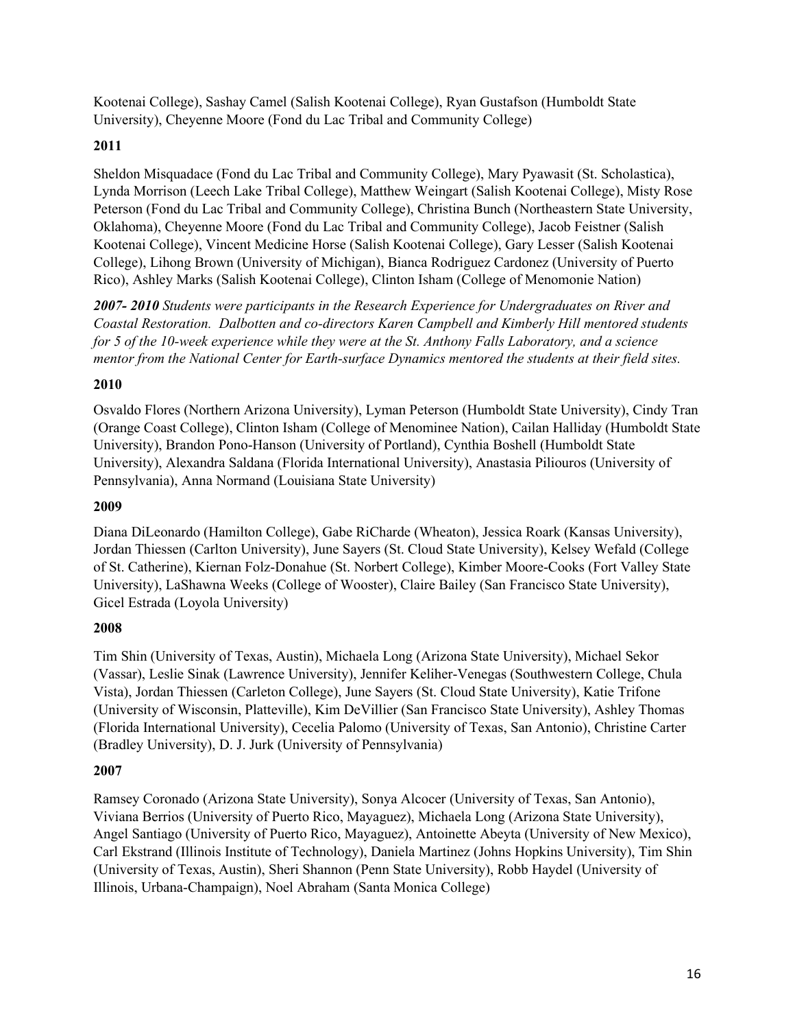Kootenai College), Sashay Camel (Salish Kootenai College), Ryan Gustafson (Humboldt State University), Cheyenne Moore (Fond du Lac Tribal and Community College)

**2011**

Sheldon Misquadace (Fond du Lac Tribal and Community College), Mary Pyawasit (St. Scholastica), Lynda Morrison (Leech Lake Tribal College), Matthew Weingart (Salish Kootenai College), Misty Rose Peterson (Fond du Lac Tribal and Community College), Christina Bunch (Northeastern State University, Oklahoma), Cheyenne Moore (Fond du Lac Tribal and Community College), Jacob Feistner (Salish Kootenai College), Vincent Medicine Horse (Salish Kootenai College), Gary Lesser (Salish Kootenai College), Lihong Brown (University of Michigan), Bianca Rodriguez Cardonez (University of Puerto Rico), Ashley Marks (Salish Kootenai College), Clinton Isham (College of Menomonie Nation)

***2007- 2010*** *Students were participants in the Research Experience for Undergraduates on River and Coastal Restoration. Dalbotten and co-directors Karen Campbell and Kimberly Hill mentored students for 5 of the 10-week experience while they were at the St. Anthony Falls Laboratory, and a science mentor from the National Center for Earth-surface Dynamics mentored the students at their field sites.*

**2010**

Osvaldo Flores (Northern Arizona University), Lyman Peterson (Humboldt State University), Cindy Tran (Orange Coast College), Clinton Isham (College of Menominee Nation), Cailan Halliday (Humboldt State University), Brandon Pono-Hanson (University of Portland), Cynthia Boshell (Humboldt State University), Alexandra Saldana (Florida International University), Anastasia Piliouros (University of Pennsylvania), Anna Normand (Louisiana State University)

**2009**

Diana DiLeonardo (Hamilton College), Gabe RiCharde (Wheaton), Jessica Roark (Kansas University), Jordan Thiessen (Carlton University), June Sayers (St. Cloud State University), Kelsey Wefald (College of St. Catherine), Kiernan Folz-Donahue (St. Norbert College), Kimber Moore-Cooks (Fort Valley State University), LaShawna Weeks (College of Wooster), Claire Bailey (San Francisco State University), Gicel Estrada (Loyola University)

**2008**

Tim Shin (University of Texas, Austin), Michaela Long (Arizona State University), Michael Sekor (Vassar), Leslie Sinak (Lawrence University), Jennifer Keliher-Venegas (Southwestern College, Chula Vista), Jordan Thiessen (Carleton College), June Sayers (St. Cloud State University), Katie Trifone (University of Wisconsin, Platteville), Kim DeVillier (San Francisco State University), Ashley Thomas (Florida International University), Cecelia Palomo (University of Texas, San Antonio), Christine Carter (Bradley University), D. J. Jurk (University of Pennsylvania)

**2007**

Ramsey Coronado (Arizona State University), Sonya Alcocer (University of Texas, San Antonio), Viviana Berrios (University of Puerto Rico, Mayaguez), Michaela Long (Arizona State University), Angel Santiago (University of Puerto Rico, Mayaguez), Antoinette Abeyta (University of New Mexico), Carl Ekstrand (Illinois Institute of Technology), Daniela Martinez (Johns Hopkins University), Tim Shin (University of Texas, Austin), Sheri Shannon (Penn State University), Robb Haydel (University of Illinois, Urbana-Champaign), Noel Abraham (Santa Monica College)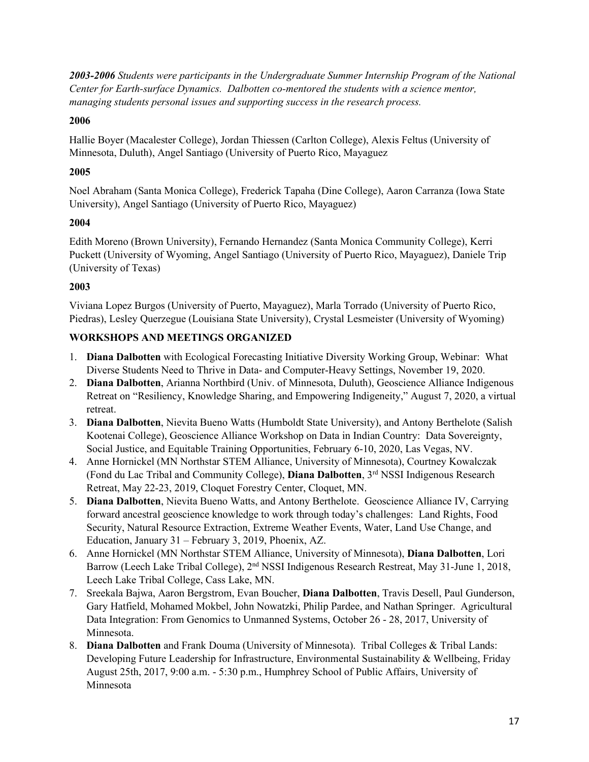***2003-2006** Students were participants in the Undergraduate Summer Internship Program of the National Center for Earth-surface Dynamics. Dalbotten co-mentored the students with a science mentor, managing students personal issues and supporting success in the research process.*

**2006**

Hallie Boyer (Macalester College), Jordan Thiessen (Carlton College), Alexis Feltus (University of Minnesota, Duluth), Angel Santiago (University of Puerto Rico, Mayaguez

**2005**

Noel Abraham (Santa Monica College), Frederick Tapaha (Dine College), Aaron Carranza (Iowa State University), Angel Santiago (University of Puerto Rico, Mayaguez)

**2004**

Edith Moreno (Brown University), Fernando Hernandez (Santa Monica Community College), Kerri Puckett (University of Wyoming, Angel Santiago (University of Puerto Rico, Mayaguez), Daniele Trip (University of Texas)

**2003**

Viviana Lopez Burgos (University of Puerto, Mayaguez), Marla Torrado (University of Puerto Rico, Piedras), Lesley Querzegue (Louisiana State University), Crystal Lesmeister (University of Wyoming)

**WORKSHOPS AND MEETINGS ORGANIZED**

1. **Diana Dalbotten** with Ecological Forecasting Initiative Diversity Working Group, Webinar: What Diverse Students Need to Thrive in Data- and Computer-Heavy Settings, November 19, 2020.
2. **Diana Dalbotten**, Arianna Northbird (Univ. of Minnesota, Duluth), Geoscience Alliance Indigenous Retreat on "Resiliency, Knowledge Sharing, and Empowering Indigeneity," August 7, 2020, a virtual retreat.
3. **Diana Dalbotten**, Nievita Bueno Watts (Humboldt State University), and Antony Berthelote (Salish Kootenai College), Geoscience Alliance Workshop on Data in Indian Country: Data Sovereignty, Social Justice, and Equitable Training Opportunities, February 6-10, 2020, Las Vegas, NV.
4. Anne Hornickel (MN Northstar STEM Alliance, University of Minnesota), Courtney Kowalczak (Fond du Lac Tribal and Community College), **Diana Dalbotten**, 3rd NSSI Indigenous Research Retreat, May 22-23, 2019, Cloquet Forestry Center, Cloquet, MN.
5. **Diana Dalbotten**, Nievita Bueno Watts, and Antony Berthelote. Geoscience Alliance IV, Carrying forward ancestral geoscience knowledge to work through today's challenges: Land Rights, Food Security, Natural Resource Extraction, Extreme Weather Events, Water, Land Use Change, and Education, January 31 – February 3, 2019, Phoenix, AZ.
6. Anne Hornickel (MN Northstar STEM Alliance, University of Minnesota), **Diana Dalbotten**, Lori Barrow (Leech Lake Tribal College), 2nd NSSI Indigenous Research Restreat, May 31-June 1, 2018, Leech Lake Tribal College, Cass Lake, MN.
7. Sreekala Bajwa, Aaron Bergstrom, Evan Boucher, **Diana Dalbotten**, Travis Desell, Paul Gunderson, Gary Hatfield, Mohamed Mokbel, John Nowatzki, Philip Pardee, and Nathan Springer. Agricultural Data Integration: From Genomics to Unmanned Systems, October 26 - 28, 2017, University of Minnesota.
8. **Diana Dalbotten** and Frank Douma (University of Minnesota). Tribal Colleges & Tribal Lands: Developing Future Leadership for Infrastructure, Environmental Sustainability & Wellbeing, Friday August 25th, 2017, 9:00 a.m. - 5:30 p.m., Humphrey School of Public Affairs, University of Minnesota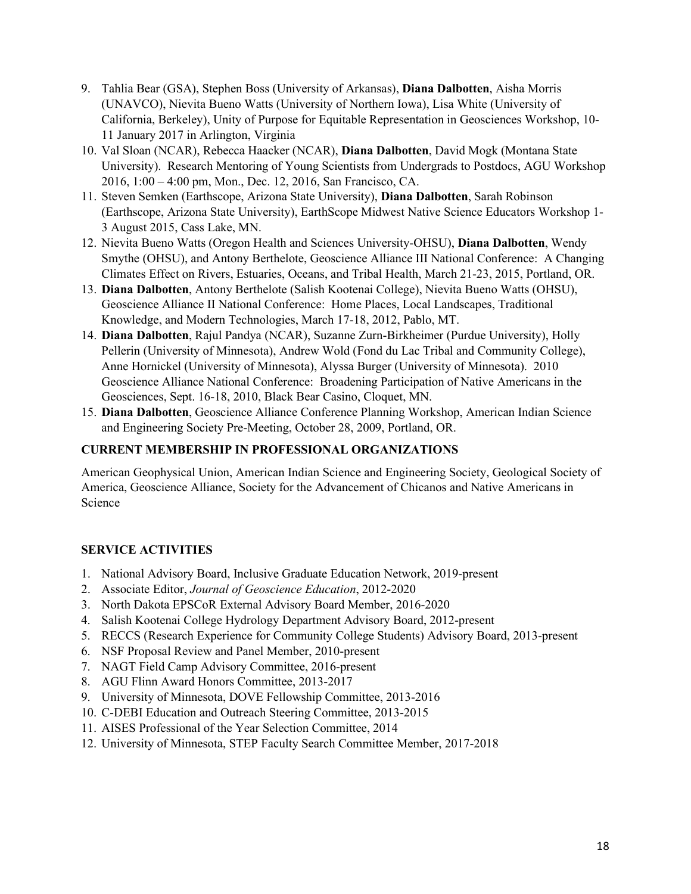9. Tahlia Bear (GSA), Stephen Boss (University of Arkansas), **Diana Dalbotten**, Aisha Morris (UNAVCO), Nievita Bueno Watts (University of Northern Iowa), Lisa White (University of California, Berkeley), Unity of Purpose for Equitable Representation in Geosciences Workshop, 10-11 January 2017 in Arlington, Virginia
10. Val Sloan (NCAR), Rebecca Haacker (NCAR), **Diana Dalbotten**, David Mogk (Montana State University). Research Mentoring of Young Scientists from Undergrads to Postdocs, AGU Workshop 2016, 1:00 – 4:00 pm, Mon., Dec. 12, 2016, San Francisco, CA.
11. Steven Semken (Earthscope, Arizona State University), **Diana Dalbotten**, Sarah Robinson (Earthscope, Arizona State University), EarthScope Midwest Native Science Educators Workshop 1-3 August 2015, Cass Lake, MN.
12. Nievita Bueno Watts (Oregon Health and Sciences University-OHSU), **Diana Dalbotten**, Wendy Smythe (OHSU), and Antony Berthelote, Geoscience Alliance III National Conference: A Changing Climates Effect on Rivers, Estuaries, Oceans, and Tribal Health, March 21-23, 2015, Portland, OR.
13. **Diana Dalbotten**, Antony Berthelote (Salish Kootenai College), Nievita Bueno Watts (OHSU), Geoscience Alliance II National Conference: Home Places, Local Landscapes, Traditional Knowledge, and Modern Technologies, March 17-18, 2012, Pablo, MT.
14. **Diana Dalbotten**, Rajul Pandya (NCAR), Suzanne Zurn-Birkheimer (Purdue University), Holly Pellerin (University of Minnesota), Andrew Wold (Fond du Lac Tribal and Community College), Anne Hornickel (University of Minnesota), Alyssa Burger (University of Minnesota). 2010 Geoscience Alliance National Conference: Broadening Participation of Native Americans in the Geosciences, Sept. 16-18, 2010, Black Bear Casino, Cloquet, MN.
15. **Diana Dalbotten**, Geoscience Alliance Conference Planning Workshop, American Indian Science and Engineering Society Pre-Meeting, October 28, 2009, Portland, OR.

## CURRENT MEMBERSHIP IN PROFESSIONAL ORGANIZATIONS

American Geophysical Union, American Indian Science and Engineering Society, Geological Society of America, Geoscience Alliance, Society for the Advancement of Chicanos and Native Americans in Science

## SERVICE ACTIVITIES

1. National Advisory Board, Inclusive Graduate Education Network, 2019-present
2. Associate Editor, *Journal of Geoscience Education*, 2012-2020
3. North Dakota EPSCoR External Advisory Board Member, 2016-2020
4. Salish Kootenai College Hydrology Department Advisory Board, 2012-present
5. RECCS (Research Experience for Community College Students) Advisory Board, 2013-present
6. NSF Proposal Review and Panel Member, 2010-present
7. NAGT Field Camp Advisory Committee, 2016-present
8. AGU Flinn Award Honors Committee, 2013-2017
9. University of Minnesota, DOVE Fellowship Committee, 2013-2016
10. C-DEBI Education and Outreach Steering Committee, 2013-2015
11. AISES Professional of the Year Selection Committee, 2014
12. University of Minnesota, STEP Faculty Search Committee Member, 2017-2018